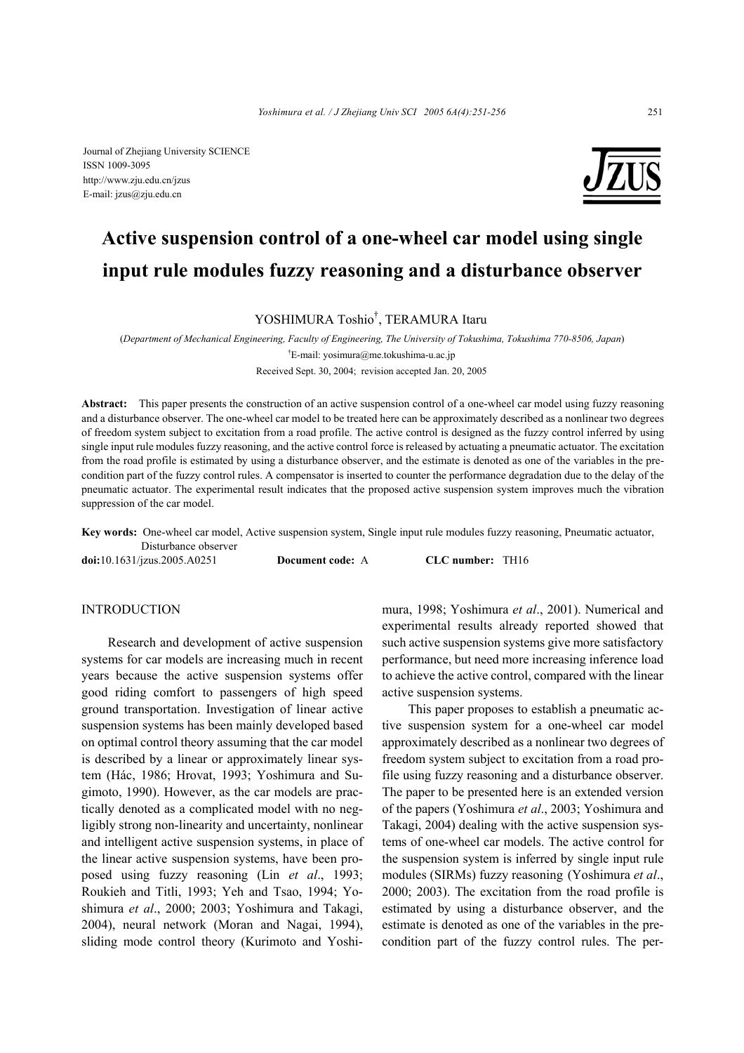Journal of Zhejiang University SCIENCE
ISSN 1009-3095
http://www.zju.edu.cn/jzus
E-mail: jzus@zju.edu.cn

# Active suspension control of a one-wheel car model using single input rule modules fuzzy reasoning and a disturbance observer

YOSHIMURA Toshio[†], TERAMURA Itaru

(*Department of Mechanical Engineering, Faculty of Engineering, The University of Tokushima, Tokushima 770-8506, Japan*)

[†]E-mail: yosimura@me.tokushima-u.ac.jp

Received Sept. 30, 2004; revision accepted Jan. 20, 2005

**Abstract:** This paper presents the construction of an active suspension control of a one-wheel car model using fuzzy reasoning and a disturbance observer. The one-wheel car model to be treated here can be approximately described as a nonlinear two degrees of freedom system subject to excitation from a road profile. The active control is designed as the fuzzy control inferred by using single input rule modules fuzzy reasoning, and the active control force is released by actuating a pneumatic actuator. The excitation from the road profile is estimated by using a disturbance observer, and the estimate is denoted as one of the variables in the precondition part of the fuzzy control rules. A compensator is inserted to counter the performance degradation due to the delay of the pneumatic actuator. The experimental result indicates that the proposed active suspension system improves much the vibration suppression of the car model.

**Key words:** One-wheel car model, Active suspension system, Single input rule modules fuzzy reasoning, Pneumatic actuator, Disturbance observer

**doi:**10.1631/jzus.2005.A0251 **Document code:** A **CLC number:** TH16

## INTRODUCTION

Research and development of active suspension systems for car models are increasing much in recent years because the active suspension systems offer good riding comfort to passengers of high speed ground transportation. Investigation of linear active suspension systems has been mainly developed based on optimal control theory assuming that the car model is described by a linear or approximately linear system (Hác, 1986; Hrovat, 1993; Yoshimura and Sugimoto, 1990). However, as the car models are practically denoted as a complicated model with no negligibly strong non-linearity and uncertainty, nonlinear and intelligent active suspension systems, in place of the linear active suspension systems, have been proposed using fuzzy reasoning (Lin *et al*., 1993; Roukieh and Titli, 1993; Yeh and Tsao, 1994; Yoshimura *et al*., 2000; 2003; Yoshimura and Takagi, 2004), neural network (Moran and Nagai, 1994), sliding mode control theory (Kurimoto and Yoshimura, 1998; Yoshimura *et al*., 2001). Numerical and experimental results already reported showed that such active suspension systems give more satisfactory performance, but need more increasing inference load to achieve the active control, compared with the linear active suspension systems.

This paper proposes to establish a pneumatic active suspension system for a one-wheel car model approximately described as a nonlinear two degrees of freedom system subject to excitation from a road profile using fuzzy reasoning and a disturbance observer. The paper to be presented here is an extended version of the papers (Yoshimura *et al*., 2003; Yoshimura and Takagi, 2004) dealing with the active suspension systems of one-wheel car models. The active control for the suspension system is inferred by single input rule modules (SIRMs) fuzzy reasoning (Yoshimura *et al*., 2000; 2003). The excitation from the road profile is estimated by using a disturbance observer, and the estimate is denoted as one of the variables in the precondition part of the fuzzy control rules. The per-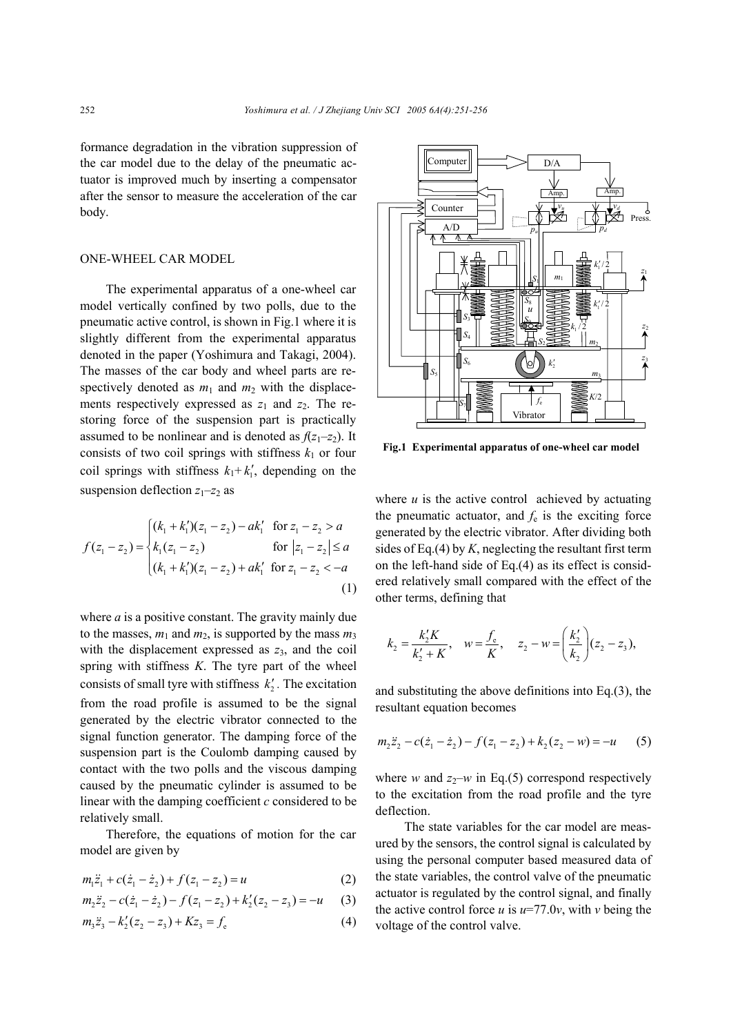formance degradation in the vibration suppression of the car model due to the delay of the pneumatic actuator is improved much by inserting a compensator after the sensor to measure the acceleration of the car body.

## ONE-WHEEL CAR MODEL

The experimental apparatus of a one-wheel car model vertically confined by two polls, due to the pneumatic active control, is shown in Fig.1 where it is slightly different from the experimental apparatus denoted in the paper (Yoshimura and Takagi, 2004). The masses of the car body and wheel parts are respectively denoted as $m_1$ and $m_2$ with the displacements respectively expressed as $z_1$ and $z_2$. The restoring force of the suspension part is practically assumed to be nonlinear and is denoted as $f(z_1–z_2)$. It consists of two coil springs with stiffness $k_1$ or four coil springs with stiffness $k_1+k_1'$, depending on the suspension deflection $z_1–z_2$ as

$$
f(z_1-z_2)=\begin{cases}(k_1+k_1')(z_1-z_2)-ak_1' & \text{for } z_1-z_2>a\\ k_1(z_1-z_2) & \text{for } |z_1-z_2|\le a\\ (k_1+k_1')(z_1-z_2)+ak_1' & \text{for } z_1-z_2<-a\end{cases} \tag{1}
$$

where $a$ is a positive constant. The gravity mainly due to the masses, $m_1$ and $m_2$, is supported by the mass $m_3$ with the displacement expressed as $z_3$, and the coil spring with stiffness $K$. The tyre part of the wheel consists of small tyre with stiffness $k_2'$. The excitation from the road profile is assumed to be the signal generated by the electric vibrator connected to the signal function generator. The damping force of the suspension part is the Coulomb damping caused by contact with the two polls and the viscous damping caused by the pneumatic cylinder is assumed to be linear with the damping coefficient $c$ considered to be relatively small.

Therefore, the equations of motion for the car model are given by

$$
m_1\ddot{z}_1+c(\dot{z}_1-\dot{z}_2)+f(z_1-z_2)=u \tag{2}
$$

$$
m_2\ddot{z}_2-c(\dot{z}_1-\dot{z}_2)-f(z_1-z_2)+k_2'(z_2-z_3)=-u \tag{3}
$$

$$
m_3\ddot{z}_3-k_2'(z_2-z_3)+Kz_3=f_e \tag{4}
$$

Fig.1 Experimental apparatus of one-wheel car model

where $u$ is the active control achieved by actuating the pneumatic actuator, and $f_e$ is the exciting force generated by the electric vibrator. After dividing both sides of Eq.(4) by $K$, neglecting the resultant first term on the left-hand side of Eq.(4) as its effect is considered relatively small compared with the effect of the other terms, defining that

$$
k_2=\frac{k_2'K}{k_2'+K},\quad w=\frac{f_e}{K},\quad z_2-w=\left(\frac{k_2'}{k_2}\right)(z_2-z_3),
$$

and substituting the above definitions into Eq.(3), the resultant equation becomes

$$
m_2\ddot{z}_2-c(\dot{z}_1-\dot{z}_2)-f(z_1-z_2)+k_2(z_2-w)=-u \tag{5}
$$

where $w$ and $z_2–w$ in Eq.(5) correspond respectively to the excitation from the road profile and the tyre deflection.

The state variables for the car model are measured by the sensors, the control signal is calculated by using the personal computer based measured data of the state variables, the control valve of the pneumatic actuator is regulated by the control signal, and finally the active control force $u$ is $u$=77.0$v$, with $v$ being the voltage of the control valve.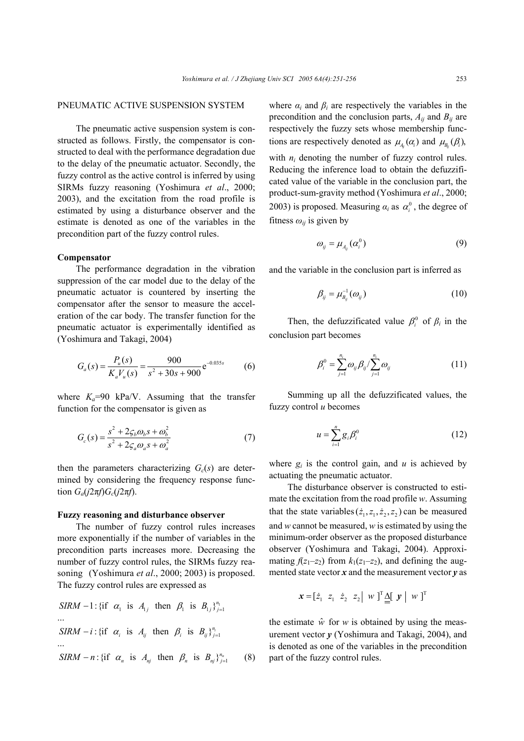## PNEUMATIC ACTIVE SUSPENSION SYSTEM

The pneumatic active suspension system is constructed as follows. Firstly, the compensator is constructed to deal with the performance degradation due to the delay of the pneumatic actuator. Secondly, the fuzzy control as the active control is inferred by using SIRMs fuzzy reasoning (Yoshimura *et al*., 2000; 2003), and the excitation from the road profile is estimated by using a disturbance observer and the estimate is denoted as one of the variables in the precondition part of the fuzzy control rules.

### Compensator

The performance degradation in the vibration suppression of the car model due to the delay of the pneumatic actuator is countered by inserting the compensator after the sensor to measure the acceleration of the car body. The transfer function for the pneumatic actuator is experimentally identified as (Yoshimura and Takagi, 2004)

$$G_a(s)=\frac{P_u(s)}{K_aV_u(s)}=\frac{900}{s^2+30s+900}\mathrm{e}^{-0.035s} \tag{6}$$

where $K_a$=90 kPa/V. Assuming that the transfer function for the compensator is given as

$$G_c(s)=\frac{s^2+2\varsigma_b\omega_b s+\omega_b^2}{s^2+2\varsigma_a\omega_a s+\omega_a^2} \tag{7}$$

then the parameters characterizing $G_c(s)$ are determined by considering the frequency response function $G_a(j2\pi f)G_c(j2\pi f)$.

### Fuzzy reasoning and disturbance observer

The number of fuzzy control rules increases more exponentially if the number of variables in the precondition parts increases more. Decreasing the number of fuzzy control rules, the SIRMs fuzzy reasoning (Yoshimura *et al*., 2000; 2003) is proposed. The fuzzy control rules are expressed as

$$
\begin{aligned}
&SIRM-1:\{\text{if}\ \ \alpha_1\ \text{is}\ A_{1j}\ \ \text{then}\ \ \beta_1\ \text{is}\ B_{1j}\}_{j=1}^{n_1}\\
&\ldots\\
&SIRM-i:\{\text{if}\ \ \alpha_i\ \text{is}\ A_{ij}\ \ \text{then}\ \ \beta_i\ \text{is}\ B_{ij}\}_{j=1}^{n_i}\\
&\ldots\\
&SIRM-n:\{\text{if}\ \ \alpha_n\ \text{is}\ A_{nj}\ \ \text{then}\ \ \beta_n\ \text{is}\ B_{nj}\}_{j=1}^{n_n}
\end{aligned} \tag{8}
$$

where $\alpha_i$ and $\beta_i$ are respectively the variables in the precondition and the conclusion parts, $A_{ij}$ and $B_{ij}$ are respectively the fuzzy sets whose membership functions are respectively denoted as $\mu_{A_{ij}}(\alpha_i)$ and $\mu_{B_{ij}}(\beta_i)$, with $n_i$ denoting the number of fuzzy control rules. Reducing the inference load to obtain the defuzzificated value of the variable in the conclusion part, the product-sum-gravity method (Yoshimura *et al*., 2000; 2003) is proposed. Measuring $\alpha_i$ as $\alpha_i^0$, the degree of fitness $\omega_{ij}$ is given by

$$\omega_{ij}=\mu_{A_{ij}}(\alpha_i^0) \tag{9}$$

and the variable in the conclusion part is inferred as

$$\beta_{ij}=\mu_{B_{ij}}^{-1}(\omega_{ij}) \tag{10}$$

Then, the defuzzificated value $\beta_i^0$ of $\beta_i$ in the conclusion part becomes

$$\beta_i^0=\sum_{j=1}^{n_i}\omega_{ij}\beta_{ij}\Big/\sum_{j=1}^{n_i}\omega_{ij} \tag{11}$$

Summing up all the defuzzificated values, the fuzzy control $u$ becomes

$$u=\sum_{i=1}^{n}g_i\beta_i^0 \tag{12}$$

where $g_i$ is the control gain, and $u$ is achieved by actuating the pneumatic actuator.

The disturbance observer is constructed to estimate the excitation from the road profile $w$. Assuming that the state variables $(\dot{z}_1, z_1, \dot{z}_2, z_2)$ can be measured and $w$ cannot be measured, $w$ is estimated by using the minimum-order observer as the proposed disturbance observer (Yoshimura and Takagi, 2004). Approximating $f(z_1-z_2)$ from $k_1(z_1-z_2)$, and defining the augmented state vector $\boldsymbol{x}$ and the measurement vector $\boldsymbol{y}$ as

$$\boldsymbol{x}=[\dot{z}_1\ \ z_1\ \ \dot{z}_2\ \ z_2\,|\ \ w\ ]^{\mathrm{T}}\underline{\underline{\Delta}}[\ \boldsymbol{y}\ |\ \ w\ ]^{\mathrm{T}}$$

the estimate $\hat{w}$ for $w$ is obtained by using the measurement vector $\boldsymbol{y}$ (Yoshimura and Takagi, 2004), and is denoted as one of the variables in the precondition part of the fuzzy control rules.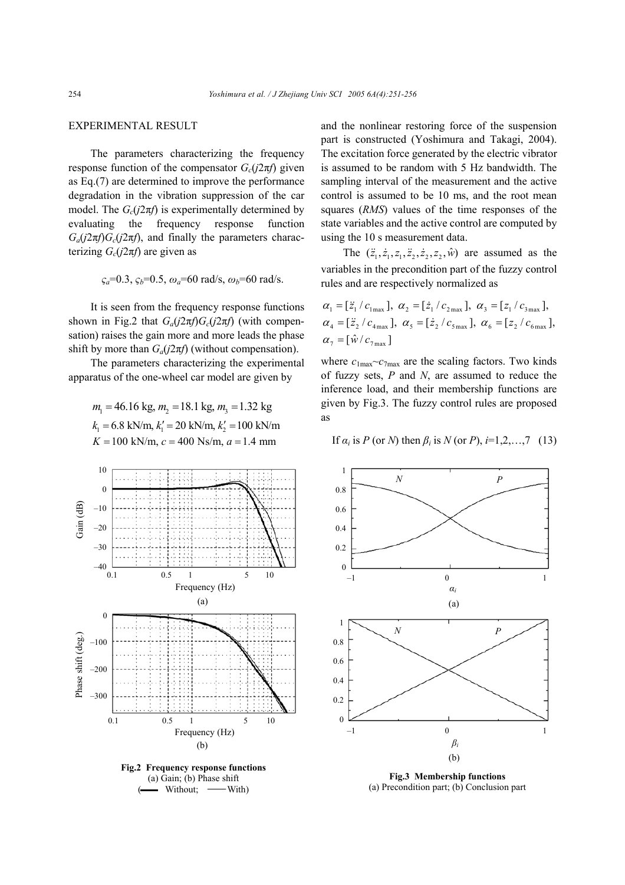## EXPERIMENTAL RESULT

The parameters characterizing the frequency response function of the compensator $G_c(j2\pi f)$ given as Eq.(7) are determined to improve the performance degradation in the vibration suppression of the car model. The $G_c(j2\pi f)$ is experimentally determined by evaluating the frequency response function $G_a(j2\pi f)G_c(j2\pi f)$, and finally the parameters characterizing $G_c(j2\pi f)$ are given as

$$\varsigma_a=0.3,\ \varsigma_b=0.5,\ \omega_a=60\ \text{rad/s},\ \omega_b=60\ \text{rad/s}.$$

It is seen from the frequency response functions shown in Fig.2 that $G_a(j2\pi f)G_c(j2\pi f)$ (with compensation) raises the gain more and more leads the phase shift by more than $G_a(j2\pi f)$ (without compensation).

The parameters characterizing the experimental apparatus of the one-wheel car model are given by

$$m_1=46.16\ \text{kg},\ m_2=18.1\ \text{kg},\ m_3=1.32\ \text{kg}$$
$$k_1=6.8\ \text{kN/m},\ k_1'=20\ \text{kN/m},\ k_2'=100\ \text{kN/m}$$
$$K=100\ \text{kN/m},\ c=400\ \text{Ns/m},\ a=1.4\ \text{mm}$$

10
0
−10
−20
−30
−40
Gain (dB)
0.1 0.5 1 5 10
Frequency (Hz)
(a)

0
−100
−200
−300
Phase shift (deg.)
0.1 0.5 1 5 10
Frequency (Hz)
(b)

**Fig.2 Frequency response functions**
(a) Gain; (b) Phase shift
( Without; With)

and the nonlinear restoring force of the suspension part is constructed (Yoshimura and Takagi, 2004). The excitation force generated by the electric vibrator is assumed to be random with 5 Hz bandwidth. The sampling interval of the measurement and the active control is assumed to be 10 ms, and the root mean squares (*RMS*) values of the time responses of the state variables and the active control are computed by using the 10 s measurement data.

The $(\ddot{z}_1, \dot{z}_1, z_1, \ddot{z}_2, \dot{z}_2, z_2, \hat{w})$ are assumed as the variables in the precondition part of the fuzzy control rules and are respectively normalized as

$$\alpha_1=[\ddot{z}_1/c_{1\max}],\ \alpha_2=[\dot{z}_1/c_{2\max}],\ \alpha_3=[z_1/c_{3\max}],$$
$$\alpha_4=[\ddot{z}_2/c_{4\max}],\ \alpha_5=[\dot{z}_2/c_{5\max}],\ \alpha_6=[z_2/c_{6\max}],$$
$$\alpha_7=[\hat{w}/c_{7\max}]$$

where $c_{1\max}$~$c_{7\max}$ are the scaling factors. Two kinds of fuzzy sets, *P* and *N*, are assumed to reduce the inference load, and their membership functions are given by Fig.3. The fuzzy control rules are proposed as

$$\text{If } \alpha_i \text{ is } P \text{ (or } N\text{) then } \beta_i \text{ is } N \text{ (or } P\text{)},\ i=1,2,\ldots,7 \quad (13)$$

1
0.8
0.6
0.4
0.2
0
N P
−1 0 1
$\alpha_i$
(a)

1
0.8
0.6
0.4
0.2
0
N P
−1 0 1
$\beta_i$
(b)

**Fig.3 Membership functions**
(a) Precondition part; (b) Conclusion part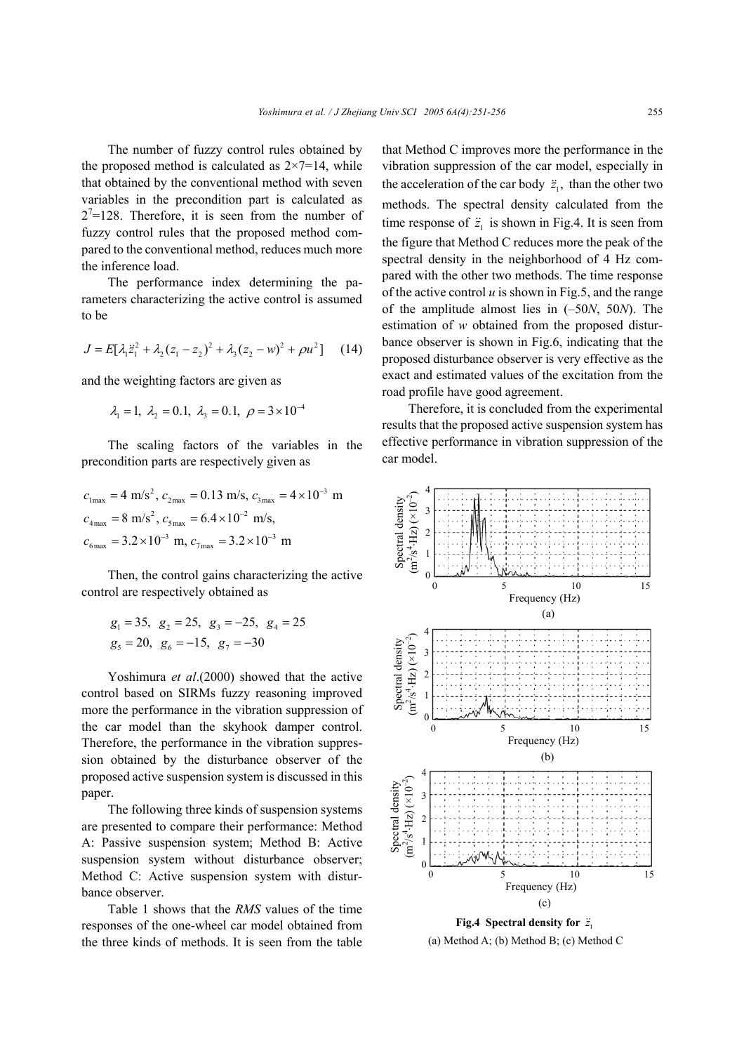The number of fuzzy control rules obtained by the proposed method is calculated as 2×7=14, while that obtained by the conventional method with seven variables in the precondition part is calculated as $2^7$=128. Therefore, it is seen from the number of fuzzy control rules that the proposed method compared to the conventional method, reduces much more the inference load.

The performance index determining the parameters characterizing the active control is assumed to be

$$J = E[\lambda_1 \ddot{z}_1^2 + \lambda_2 (z_1 - z_2)^2 + \lambda_3 (z_2 - w)^2 + \rho u^2] \quad (14)$$

and the weighting factors are given as

$$\lambda_1 = 1,\ \lambda_2 = 0.1,\ \lambda_3 = 0.1,\ \rho = 3\times10^{-4}$$

The scaling factors of the variables in the precondition parts are respectively given as

$$c_{1\max} = 4\ \text{m/s}^2,\ c_{2\max} = 0.13\ \text{m/s},\ c_{3\max} = 4\times10^{-3}\ \text{m}$$
$$c_{4\max} = 8\ \text{m/s}^2,\ c_{5\max} = 6.4\times10^{-2}\ \text{m/s},$$
$$c_{6\max} = 3.2\times10^{-3}\ \text{m},\ c_{7\max} = 3.2\times10^{-3}\ \text{m}$$

Then, the control gains characterizing the active control are respectively obtained as

$$g_1 = 35,\ \ g_2 = 25,\ \ g_3 = -25,\ \ g_4 = 25$$
$$g_5 = 20,\ \ g_6 = -15,\ \ g_7 = -30$$

Yoshimura *et al*.(2000) showed that the active control based on SIRMs fuzzy reasoning improved more the performance in the vibration suppression of the car model than the skyhook damper control. Therefore, the performance in the vibration suppression obtained by the disturbance observer of the proposed active suspension system is discussed in this paper.

The following three kinds of suspension systems are presented to compare their performance: Method A: Passive suspension system; Method B: Active suspension system without disturbance observer; Method C: Active suspension system with disturbance observer.

Table 1 shows that the *RMS* values of the time responses of the one-wheel car model obtained from the three kinds of methods. It is seen from the table that Method C improves more the performance in the vibration suppression of the car model, especially in the acceleration of the car body $\ddot{z}_1$, than the other two methods. The spectral density calculated from the time response of $\ddot{z}_1$ is shown in Fig.4. It is seen from the figure that Method C reduces more the peak of the spectral density in the neighborhood of 4 Hz compared with the other two methods. The time response of the active control $u$ is shown in Fig.5, and the range of the amplitude almost lies in (–50*N*, 50*N*). The estimation of $w$ obtained from the proposed disturbance observer is shown in Fig.6, indicating that the proposed disturbance observer is very effective as the exact and estimated values of the excitation from the road profile have good agreement.

Therefore, it is concluded from the experimental results that the proposed active suspension system has effective performance in vibration suppression of the car model.

Spectral density ($\text{m}^2/\text{s}^4\cdot\text{Hz}$) ($\times10^{-2}$)
0 1 2 3 4
0 5 10 15
Frequency (Hz)
(a)

Spectral density ($\text{m}^2/\text{s}^4\cdot\text{Hz}$) ($\times10^{-2}$)
0 1 2 3 4
0 5 10 15
Frequency (Hz)
(b)

Spectral density ($\text{m}^2/\text{s}^4\cdot\text{Hz}$) ($\times10^{-2}$)
0 1 2 3 4
0 5 10 15
Frequency (Hz)
(c)

**Fig.4 Spectral density for $\ddot{z}_1$**
(a) Method A; (b) Method B; (c) Method C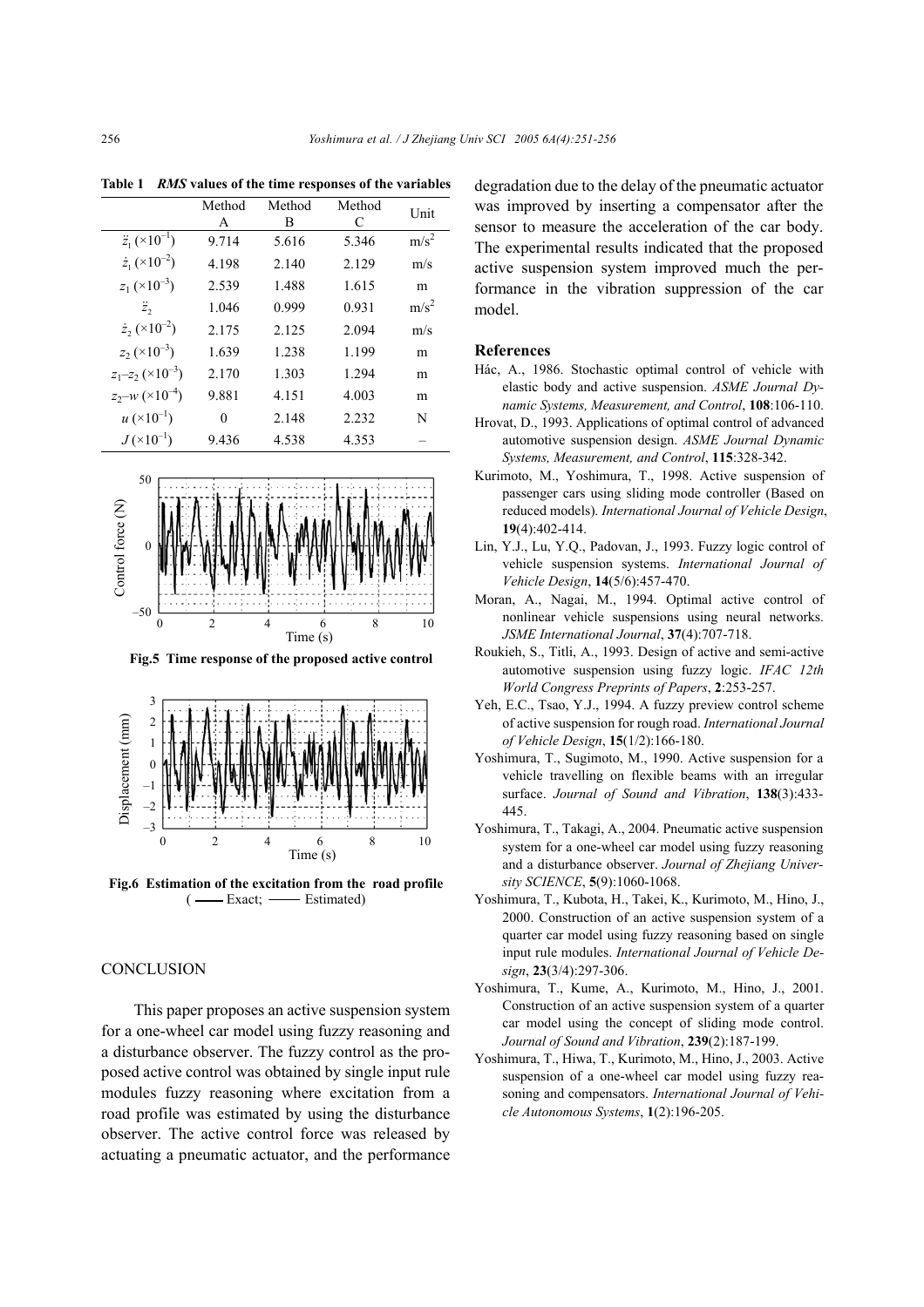**Table 1** *RMS* **values of the time responses of the variables**

| | Method A | Method B | Method C | Unit |
|---|---|---|---|---|
| $\ddot{z}_1$ ($\times10^{-1}$) | 9.714 | 5.616 | 5.346 | m/s$^2$ |
| $\dot{z}_1$ ($\times10^{-2}$) | 4.198 | 2.140 | 2.129 | m/s |
| $z_1$ ($\times10^{-3}$) | 2.539 | 1.488 | 1.615 | m |
| $\ddot{z}_2$ | 1.046 | 0.999 | 0.931 | m/s$^2$ |
| $\dot{z}_2$ ($\times10^{-2}$) | 2.175 | 2.125 | 2.094 | m/s |
| $z_2$ ($\times10^{-3}$) | 1.639 | 1.238 | 1.199 | m |
| $z_1$–$z_2$ ($\times10^{-3}$) | 2.170 | 1.303 | 1.294 | m |
| $z_2$–$w$ ($\times10^{-4}$) | 9.881 | 4.151 | 4.003 | m |
| $u$ ($\times10^{-1}$) | 0 | 2.148 | 2.232 | N |
| $J$ ($\times10^{-1}$) | 9.436 | 4.538 | 4.353 | – |

Control force (N)
50
0
–50
0 2 4 6 8 10
Time (s)

**Fig.5 Time response of the proposed active control**

Displacement (mm)
3
2
1
0
–1
–2
–3
0 2 4 6 8 10
Time (s)

**Fig.6 Estimation of the excitation from the road profile** ( —— Exact; —— Estimated)

## CONCLUSION

This paper proposes an active suspension system for a one-wheel car model using fuzzy reasoning and a disturbance observer. The fuzzy control as the proposed active control was obtained by single input rule modules fuzzy reasoning where excitation from a road profile was estimated by using the disturbance observer. The active control force was released by actuating a pneumatic actuator, and the performance degradation due to the delay of the pneumatic actuator was improved by inserting a compensator after the sensor to measure the acceleration of the car body. The experimental results indicated that the proposed active suspension system improved much the performance in the vibration suppression of the car model.

## References

Hác, A., 1986. Stochastic optimal control of vehicle with elastic body and active suspension. *ASME Journal Dynamic Systems, Measurement, and Control*, **108**:106-110.

Hrovat, D., 1993. Applications of optimal control of advanced automotive suspension design. *ASME Journal Dynamic Systems, Measurement, and Control*, **115**:328-342.

Kurimoto, M., Yoshimura, T., 1998. Active suspension of passenger cars using sliding mode controller (Based on reduced models). *International Journal of Vehicle Design*, **19**(4):402-414.

Lin, Y.J., Lu, Y.Q., Padovan, J., 1993. Fuzzy logic control of vehicle suspension systems. *International Journal of Vehicle Design*, **14**(5/6):457-470.

Moran, A., Nagai, M., 1994. Optimal active control of nonlinear vehicle suspensions using neural networks. *JSME International Journal*, **37**(4):707-718.

Roukieh, S., Titli, A., 1993. Design of active and semi-active automotive suspension using fuzzy logic. *IFAC 12th World Congress Preprints of Papers*, **2**:253-257.

Yeh, E.C., Tsao, Y.J., 1994. A fuzzy preview control scheme of active suspension for rough road. *International Journal of Vehicle Design*, **15**(1/2):166-180.

Yoshimura, T., Sugimoto, M., 1990. Active suspension for a vehicle travelling on flexible beams with an irregular surface. *Journal of Sound and Vibration*, **138**(3):433-445.

Yoshimura, T., Takagi, A., 2004. Pneumatic active suspension system for a one-wheel car model using fuzzy reasoning and a disturbance observer. *Journal of Zhejiang University SCIENCE*, **5**(9):1060-1068.

Yoshimura, T., Kubota, H., Takei, K., Kurimoto, M., Hino, J., 2000. Construction of an active suspension system of a quarter car model using fuzzy reasoning based on single input rule modules. *International Journal of Vehicle Design*, **23**(3/4):297-306.

Yoshimura, T., Kume, A., Kurimoto, M., Hino, J., 2001. Construction of an active suspension system of a quarter car model using the concept of sliding mode control. *Journal of Sound and Vibration*, **239**(2):187-199.

Yoshimura, T., Hiwa, T., Kurimoto, M., Hino, J., 2003. Active suspension of a one-wheel car model using fuzzy reasoning and compensators. *International Journal of Vehicle Autonomous Systems*, **1**(2):196-205.